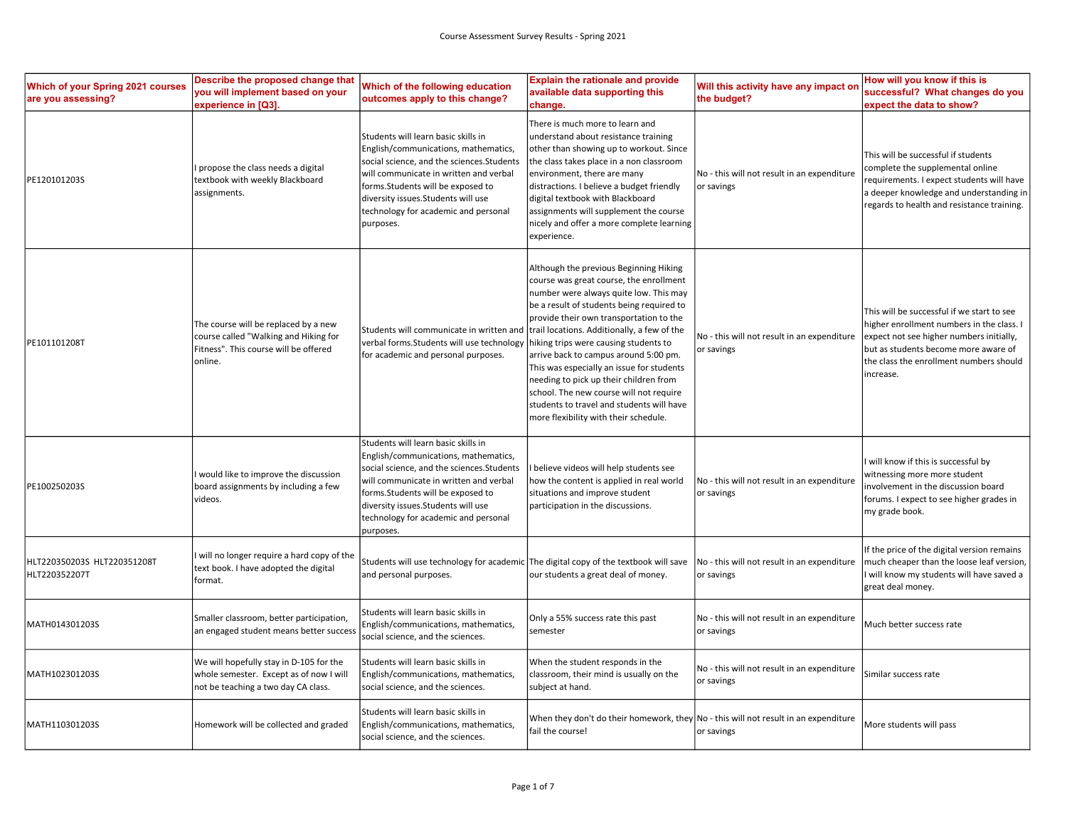Course Assessment Survey Results - Spring 2021

| Which of your Spring 2021 courses are you assessing? | Describe the proposed change that you will implement based on your experience in [Q3]. | Which of the following education outcomes apply to this change? | Explain the rationale and provide available data supporting this change. | Will this activity have any impact on the budget? | How will you know if this is successful? What changes do you expect the data to show? |
|---|---|---|---|---|---|
| PE120101203S | I propose the class needs a digital textbook with weekly Blackboard assignments. | Students will learn basic skills in English/communications, mathematics, social science, and the sciences.Students will communicate in written and verbal forms.Students will be exposed to diversity issues.Students will use technology for academic and personal purposes. | There is much more to learn and understand about resistance training other than showing up to workout. Since the class takes place in a non classroom environment, there are many distractions. I believe a budget friendly digital textbook with Blackboard assignments will supplement the course nicely and offer a more complete learning experience. | No - this will not result in an expenditure or savings | This will be successful if students complete the supplemental online requirements. I expect students will have a deeper knowledge and understanding in regards to health and resistance training. |
| PE101101208T | The course will be replaced by a new course called "Walking and Hiking for Fitness". This course will be offered online. | Students will communicate in written and verbal forms.Students will use technology for academic and personal purposes. | Although the previous Beginning Hiking course was great course, the enrollment number were always quite low. This may be a result of students being required to provide their own transportation to the trail locations. Additionally, a few of the hiking trips were causing students to arrive back to campus around 5:00 pm. This was especially an issue for students needing to pick up their children from school. The new course will not require students to travel and students will have more flexibility with their schedule. | No - this will not result in an expenditure or savings | This will be successful if we start to see higher enrollment numbers in the class. I expect not see higher numbers initially, but as students become more aware of the class the enrollment numbers should increase. |
| PE100250203S | I would like to improve the discussion board assignments by including a few videos. | Students will learn basic skills in English/communications, mathematics, social science, and the sciences.Students will communicate in written and verbal forms.Students will be exposed to diversity issues.Students will use technology for academic and personal purposes. | I believe videos will help students see how the content is applied in real world situations and improve student participation in the discussions. | No - this will not result in an expenditure or savings | I will know if this is successful by witnessing more more student involvement in the discussion board forums. I expect to see higher grades in my grade book. |
| HLT220350203S HLT220351208T HLT220352207T | I will no longer require a hard copy of the text book. I have adopted the digital format. | Students will use technology for academic and personal purposes. | The digital copy of the textbook will save our students a great deal of money. | No - this will not result in an expenditure or savings | If the price of the digital version remains much cheaper than the loose leaf version, I will know my students will have saved a great deal money. |
| MATH014301203S | Smaller classroom, better participation, an engaged student means better success | Students will learn basic skills in English/communications, mathematics, social science, and the sciences. | Only a 55% success rate this past semester | No - this will not result in an expenditure or savings | Much better success rate |
| MATH102301203S | We will hopefully stay in D-105 for the whole semester. Except as of now I will not be teaching a two day CA class. | Students will learn basic skills in English/communications, mathematics, social science, and the sciences. | When the student responds in the classroom, their mind is usually on the subject at hand. | No - this will not result in an expenditure or savings | Similar success rate |
| MATH110301203S | Homework will be collected and graded | Students will learn basic skills in English/communications, mathematics, social science, and the sciences. | When they don't do their homework, they fail the course! | No - this will not result in an expenditure or savings | More students will pass |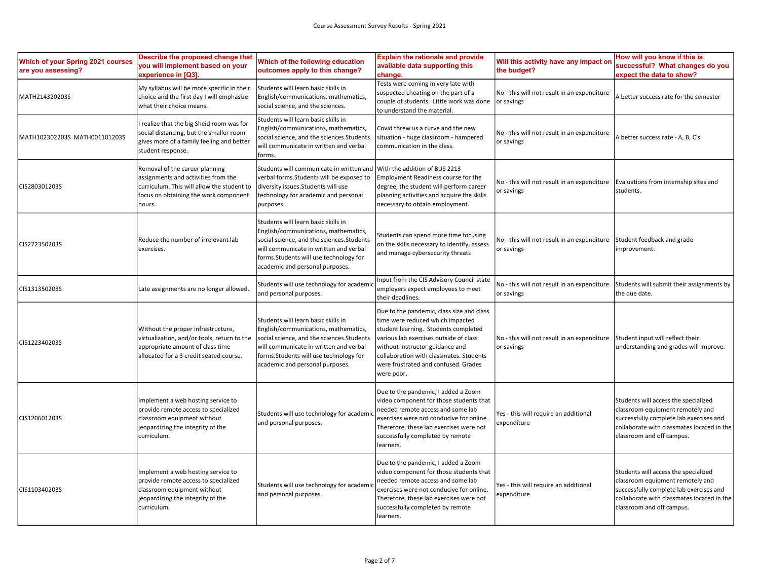Course Assessment Survey Results - Spring 2021

| Which of your Spring 2021 courses are you assessing? | Describe the proposed change that you will implement based on your experience in [Q3]. | Which of the following education outcomes apply to this change? | Explain the rationale and provide available data supporting this change. | Will this activity have any impact on the budget? | How will you know if this is successful? What changes do you expect the data to show? |
|---|---|---|---|---|---|
| MATH214320203S | My syllabus will be more specific in their choice and the first day I will emphasize what their choice means. | Students will learn basic skills in English/communications, mathematics, social science, and the sciences. | Tests were coming in very late with suspected cheating on the part of a couple of students. Little work was done to understand the material. | No - this will not result in an expenditure or savings | A better success rate for the semester |
| MATH102302203S MATH001101203S | I realize that the big Sheid room was for social distancing, but the smaller room gives more of a family feeling and better student response. | Students will learn basic skills in English/communications, mathematics, social science, and the sciences.Students will communicate in written and verbal forms. | Covid threw us a curve and the new situation - huge classroom - hampered communication in the class. | No - this will not result in an expenditure or savings | A better success rate - A, B, C's |
| CIS280301203S | Removal of the career planning assignments and activities from the curriculum. This will allow the student to focus on obtaining the work component hours. | Students will communicate in written and verbal forms.Students will be exposed to diversity issues.Students will use technology for academic and personal purposes. | With the addition of BUS 2213 Employment Readiness course for the degree, the student will perform career planning activities and acquire the skills necessary to obtain employment. | No - this will not result in an expenditure or savings | Evaluations from internship sites and students. |
| CIS272350203S | Reduce the number of irrelevant lab exercises. | Students will learn basic skills in English/communications, mathematics, social science, and the sciences.Students will communicate in written and verbal forms.Students will use technology for academic and personal purposes. | Students can spend more time focusing on the skills necessary to identify, assess and manage cybersecurity threats | No - this will not result in an expenditure or savings | Student feedback and grade improvement. |
| CIS131350203S | Late assignments are no longer allowed. | Students will use technology for academic and personal purposes. | Input from the CIS Advisory Council state employers expect employees to meet their deadlines. | No - this will not result in an expenditure or savings | Students will submit their assignments by the due date. |
| CIS122340203S | Without the proper infrastructure, virtualization, and/or tools, return to the appropriate amount of class time allocated for a 3 credit seated course. | Students will learn basic skills in English/communications, mathematics, social science, and the sciences.Students will communicate in written and verbal forms.Students will use technology for academic and personal purposes. | Due to the pandemic, class size and class time were reduced which impacted student learning. Students completed various lab exercises outside of class without instructor guidance and collaboration with classmates. Students were frustrated and confused. Grades were poor. | No - this will not result in an expenditure or savings | Student input will reflect their understanding and grades will improve. |
| CIS120601203S | Implement a web hosting service to provide remote access to specialized classroom equipment without jeopardizing the integrity of the curriculum. | Students will use technology for academic and personal purposes. | Due to the pandemic, I added a Zoom video component for those students that needed remote access and some lab exercises were not conducive for online. Therefore, these lab exercises were not successfully completed by remote learners. | Yes - this will require an additional expenditure | Students will access the specialized classroom equipment remotely and successfully complete lab exercises and collaborate with classmates located in the classroom and off campus. |
| CIS110340203S | Implement a web hosting service to provide remote access to specialized classroom equipment without jeopardizing the integrity of the curriculum. | Students will use technology for academic and personal purposes. | Due to the pandemic, I added a Zoom video component for those students that needed remote access and some lab exercises were not conducive for online. Therefore, these lab exercises were not successfully completed by remote learners. | Yes - this will require an additional expenditure | Students will access the specialized classroom equipment remotely and successfully complete lab exercises and collaborate with classmates located in the classroom and off campus. |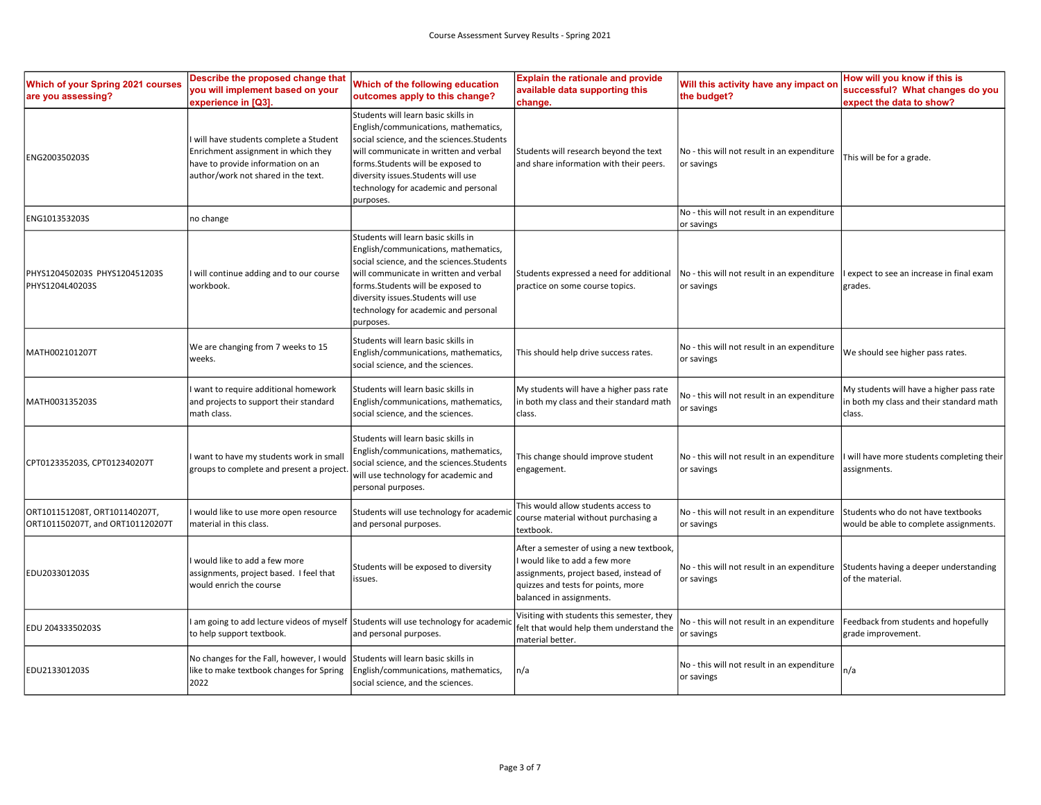Course Assessment Survey Results - Spring 2021

| Which of your Spring 2021 courses are you assessing? | Describe the proposed change that you will implement based on your experience in [Q3]. | Which of the following education outcomes apply to this change? | Explain the rationale and provide available data supporting this change. | Will this activity have any impact on the budget? | How will you know if this is successful? What changes do you expect the data to show? |
|---|---|---|---|---|---|
| ENG200350203S | I will have students complete a Student Enrichment assignment in which they have to provide information on an author/work not shared in the text. | Students will learn basic skills in English/communications, mathematics, social science, and the sciences.Students will communicate in written and verbal forms.Students will be exposed to diversity issues.Students will use technology for academic and personal purposes. | Students will research beyond the text and share information with their peers. | No - this will not result in an expenditure or savings | This will be for a grade. |
| ENG101353203S | no change | | | No - this will not result in an expenditure or savings | |
| PHYS120450203S PHYS120451203S PHYS1204L40203S | I will continue adding and to our course workbook. | Students will learn basic skills in English/communications, mathematics, social science, and the sciences.Students will communicate in written and verbal forms.Students will be exposed to diversity issues.Students will use technology for academic and personal purposes. | Students expressed a need for additional practice on some course topics. | No - this will not result in an expenditure or savings | I expect to see an increase in final exam grades. |
| MATH002101207T | We are changing from 7 weeks to 15 weeks. | Students will learn basic skills in English/communications, mathematics, social science, and the sciences. | This should help drive success rates. | No - this will not result in an expenditure or savings | We should see higher pass rates. |
| MATH003135203S | I want to require additional homework and projects to support their standard math class. | Students will learn basic skills in English/communications, mathematics, social science, and the sciences. | My students will have a higher pass rate in both my class and their standard math class. | No - this will not result in an expenditure or savings | My students will have a higher pass rate in both my class and their standard math class. |
| CPT012335203S, CPT012340207T | I want to have my students work in small groups to complete and present a project. | Students will learn basic skills in English/communications, mathematics, social science, and the sciences.Students will use technology for academic and personal purposes. | This change should improve student engagement. | No - this will not result in an expenditure or savings | I will have more students completing their assignments. |
| ORT101151208T, ORT101140207T, ORT101150207T, and ORT101120207T | I would like to use more open resource material in this class. | Students will use technology for academic and personal purposes. | This would allow students access to course material without purchasing a textbook. | No - this will not result in an expenditure or savings | Students who do not have textbooks would be able to complete assignments. |
| EDU203301203S | I would like to add a few more assignments, project based. I feel that would enrich the course | Students will be exposed to diversity issues. | After a semester of using a new textbook, I would like to add a few more assignments, project based, instead of quizzes and tests for points, more balanced in assignments. | No - this will not result in an expenditure or savings | Students having a deeper understanding of the material. |
| EDU 20433350203S | I am going to add lecture videos of myself to help support textbook. | Students will use technology for academic and personal purposes. | Visiting with students this semester, they felt that would help them understand the material better. | No - this will not result in an expenditure or savings | Feedback from students and hopefully grade improvement. |
| EDU213301203S | No changes for the Fall, however, I would like to make textbook changes for Spring 2022 | Students will learn basic skills in English/communications, mathematics, social science, and the sciences. | n/a | No - this will not result in an expenditure or savings | n/a |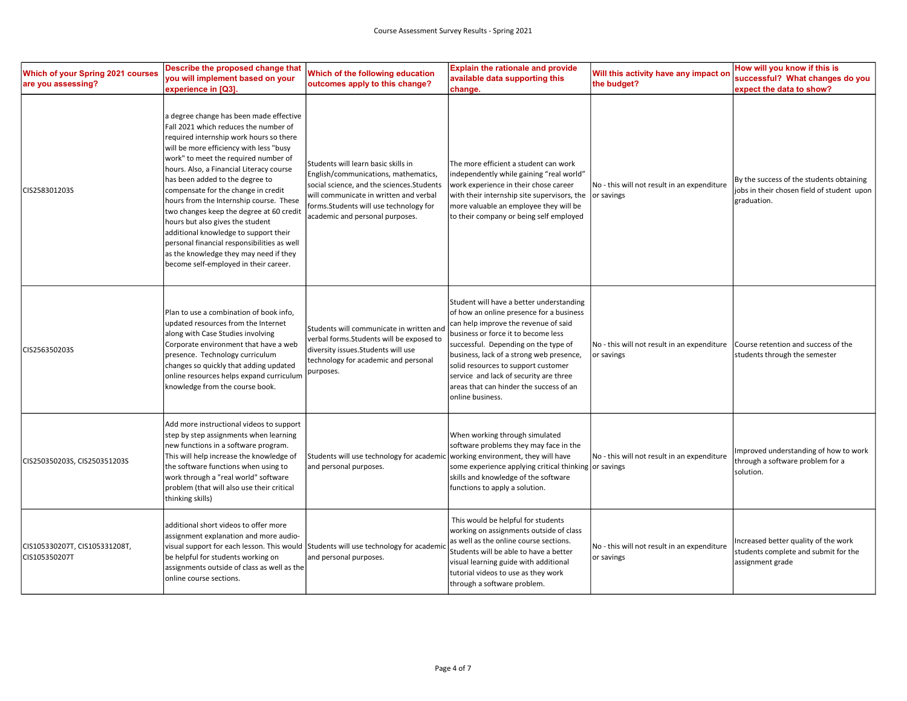Course Assessment Survey Results - Spring 2021

| Which of your Spring 2021 courses are you assessing? | Describe the proposed change that you will implement based on your experience in [Q3]. | Which of the following education outcomes apply to this change? | Explain the rationale and provide available data supporting this change. | Will this activity have any impact on the budget? | How will you know if this is successful? What changes do you expect the data to show? |
|---|---|---|---|---|---|
| CIS258301203S | a degree change has been made effective Fall 2021 which reduces the number of required internship work hours so there will be more efficiency with less "busy work" to meet the required number of hours. Also, a Financial Literacy course has been added to the degree to compensate for the change in credit hours from the Internship course. These two changes keep the degree at 60 credit hours but also gives the student additional knowledge to support their personal financial responsibilities as well as the knowledge they may need if they become self-employed in their career. | Students will learn basic skills in English/communications, mathematics, social science, and the sciences.Students will communicate in written and verbal forms.Students will use technology for academic and personal purposes. | The more efficient a student can work independently while gaining "real world" work experience in their chose career with their internship site supervisors, the more valuable an employee they will be to their company or being self employed | No - this will not result in an expenditure or savings | By the success of the students obtaining jobs in their chosen field of student upon graduation. |
| CIS256350203S | Plan to use a combination of book info, updated resources from the Internet along with Case Studies involving Corporate environment that have a web presence. Technology curriculum changes so quickly that adding updated online resources helps expand curriculum knowledge from the course book. | Students will communicate in written and verbal forms.Students will be exposed to diversity issues.Students will use technology for academic and personal purposes. | Student will have a better understanding of how an online presence for a business can help improve the revenue of said business or force it to become less successful. Depending on the type of business, lack of a strong web presence, solid resources to support customer service and lack of security are three areas that can hinder the success of an online business. | No - this will not result in an expenditure or savings | Course retention and success of the students through the semester |
| CIS250350203S, CIS250351203S | Add more instructional videos to support step by step assignments when learning new functions in a software program. This will help increase the knowledge of the software functions when using to work through a "real world" software problem (that will also use their critical thinking skills) | Students will use technology for academic and personal purposes. | When working through simulated software problems they may face in the working environment, they will have some experience applying critical thinking skills and knowledge of the software functions to apply a solution. | No - this will not result in an expenditure or savings | Improved understanding of how to work through a software problem for a solution. |
| CIS105330207T, CIS105331208T, CIS105350207T | additional short videos to offer more assignment explanation and more audio-visual support for each lesson. This would be helpful for students working on assignments outside of class as well as the online course sections. | Students will use technology for academic and personal purposes. | This would be helpful for students working on assignments outside of class as well as the online course sections. Students will be able to have a better visual learning guide with additional tutorial videos to use as they work through a software problem. | No - this will not result in an expenditure or savings | Increased better quality of the work students complete and submit for the assignment grade |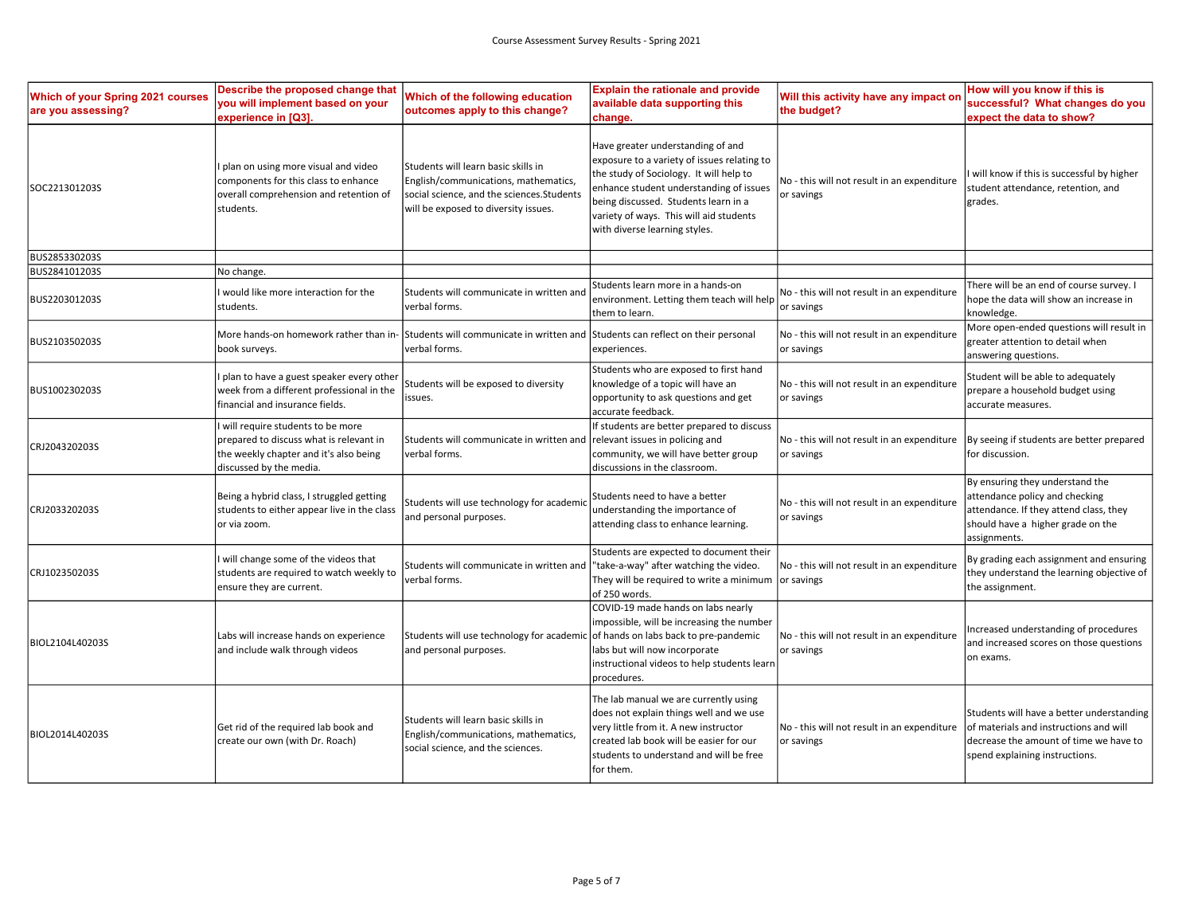| Which of your Spring 2021 courses are you assessing? | Describe the proposed change that you will implement based on your experience in [Q3]. | Which of the following education outcomes apply to this change? | Explain the rationale and provide available data supporting this change. | Will this activity have any impact on the budget? | How will you know if this is successful? What changes do you expect the data to show? |
|---|---|---|---|---|---|
| SOC221301203S | I plan on using more visual and video components for this class to enhance overall comprehension and retention of students. | Students will learn basic skills in English/communications, mathematics, social science, and the sciences.Students will be exposed to diversity issues. | Have greater understanding of and exposure to a variety of issues relating to the study of Sociology. It will help to enhance student understanding of issues being discussed. Students learn in a variety of ways. This will aid students with diverse learning styles. | No - this will not result in an expenditure or savings | I will know if this is successful by higher student attendance, retention, and grades. |
| BUS285330203S | | | | | |
| BUS284101203S | No change. | | | | |
| BUS220301203S | I would like more interaction for the students. | Students will communicate in written and verbal forms. | Students learn more in a hands-on environment. Letting them teach will help them to learn. | No - this will not result in an expenditure or savings | There will be an end of course survey. I hope the data will show an increase in knowledge. |
| BUS210350203S | More hands-on homework rather than in-book surveys. | Students will communicate in written and verbal forms. | Students can reflect on their personal experiences. | No - this will not result in an expenditure or savings | More open-ended questions will result in greater attention to detail when answering questions. |
| BUS100230203S | I plan to have a guest speaker every other week from a different professional in the financial and insurance fields. | Students will be exposed to diversity issues. | Students who are exposed to first hand knowledge of a topic will have an opportunity to ask questions and get accurate feedback. | No - this will not result in an expenditure or savings | Student will be able to adequately prepare a household budget using accurate measures. |
| CRJ204320203S | I will require students to be more prepared to discuss what is relevant in the weekly chapter and it's also being discussed by the media. | Students will communicate in written and verbal forms. | If students are better prepared to discuss relevant issues in policing and community, we will have better group discussions in the classroom. | No - this will not result in an expenditure or savings | By seeing if students are better prepared for discussion. |
| CRJ203320203S | Being a hybrid class, I struggled getting students to either appear live in the class or via zoom. | Students will use technology for academic and personal purposes. | Students need to have a better understanding the importance of attending class to enhance learning. | No - this will not result in an expenditure or savings | By ensuring they understand the attendance policy and checking attendance. If they attend class, they should have a higher grade on the assignments. |
| CRJ102350203S | I will change some of the videos that students are required to watch weekly to ensure they are current. | Students will communicate in written and verbal forms. | Students are expected to document their "take-a-way" after watching the video. They will be required to write a minimum of 250 words. | No - this will not result in an expenditure or savings | By grading each assignment and ensuring they understand the learning objective of the assignment. |
| BIOL2104L40203S | Labs will increase hands on experience and include walk through videos | Students will use technology for academic and personal purposes. | COVID-19 made hands on labs nearly impossible, will be increasing the number of hands on labs back to pre-pandemic labs but will now incorporate instructional videos to help students learn procedures. | No - this will not result in an expenditure or savings | Increased understanding of procedures and increased scores on those questions on exams. |
| BIOL2014L40203S | Get rid of the required lab book and create our own (with Dr. Roach) | Students will learn basic skills in English/communications, mathematics, social science, and the sciences. | The lab manual we are currently using does not explain things well and we use very little from it. A new instructor created lab book will be easier for our students to understand and will be free for them. | No - this will not result in an expenditure or savings | Students will have a better understanding of materials and instructions and will decrease the amount of time we have to spend explaining instructions. |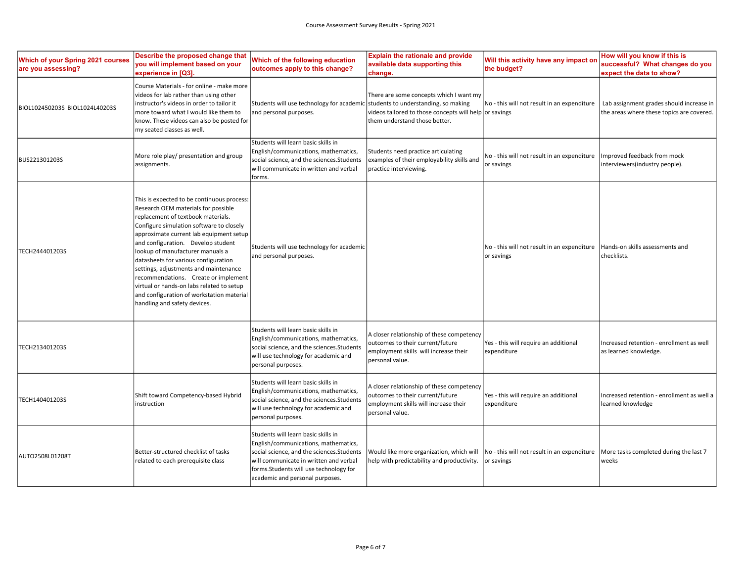Course Assessment Survey Results - Spring 2021

| Which of your Spring 2021 courses are you assessing? | Describe the proposed change that you will implement based on your experience in [Q3]. | Which of the following education outcomes apply to this change? | Explain the rationale and provide available data supporting this change. | Will this activity have any impact on the budget? | How will you know if this is successful? What changes do you expect the data to show? |
|---|---|---|---|---|---|
| BIOL102450203S BIOL1024L40203S | Course Materials - for online - make more videos for lab rather than using other instructor's videos in order to tailor it more toward what I would like them to know. These videos can also be posted for my seated classes as well. | Students will use technology for academic and personal purposes. | There are some concepts which I want my students to understanding, so making videos tailored to those concepts will help them understand those better. | No - this will not result in an expenditure or savings | Lab assignment grades should increase in the areas where these topics are covered. |
| BUS221301203S | More role play/ presentation and group assignments. | Students will learn basic skills in English/communications, mathematics, social science, and the sciences.Students will communicate in written and verbal forms. | Students need practice articulating examples of their employability skills and practice interviewing. | No - this will not result in an expenditure or savings | Improved feedback from mock interviewers(industry people). |
| TECH244401203S | This is expected to be continuous process: Research OEM materials for possible replacement of textbook materials. Configure simulation software to closely approximate current lab equipment setup and configuration. Develop student lookup of manufacturer manuals a datasheets for various configuration settings, adjustments and maintenance recommendations. Create or implement virtual or hands-on labs related to setup and configuration of workstation material handling and safety devices. | Students will use technology for academic and personal purposes. | | No - this will not result in an expenditure or savings | Hands-on skills assessments and checklists. |
| TECH213401203S | | Students will learn basic skills in English/communications, mathematics, social science, and the sciences.Students will use technology for academic and personal purposes. | A closer relationship of these competency outcomes to their current/future employment skills will increase their personal value. | Yes - this will require an additional expenditure | Increased retention - enrollment as well as learned knowledge. |
| TECH140401203S | Shift toward Competency-based Hybrid instruction | Students will learn basic skills in English/communications, mathematics, social science, and the sciences.Students will use technology for academic and personal purposes. | A closer relationship of these competency outcomes to their current/future employment skills will increase their personal value. | Yes - this will require an additional expenditure | Increased retention - enrollment as well a learned knowledge |
| AUTO2508L01208T | Better-structured checklist of tasks related to each prerequisite class | Students will learn basic skills in English/communications, mathematics, social science, and the sciences.Students will communicate in written and verbal forms.Students will use technology for academic and personal purposes. | Would like more organization, which will help with predictability and productivity. | No - this will not result in an expenditure or savings | More tasks completed during the last 7 weeks |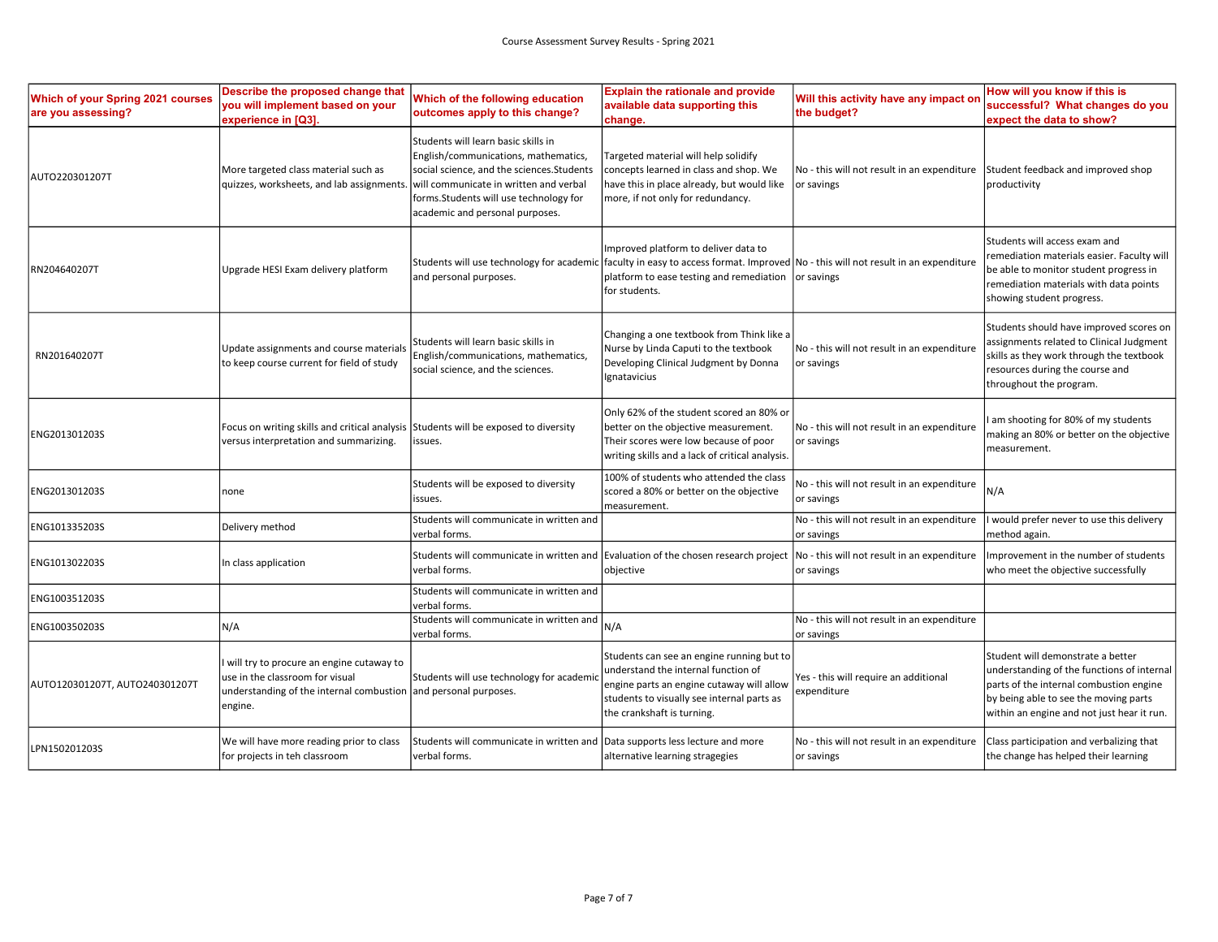| Which of your Spring 2021 courses are you assessing? | Describe the proposed change that you will implement based on your experience in [Q3]. | Which of the following education outcomes apply to this change? | Explain the rationale and provide available data supporting this change. | Will this activity have any impact on the budget? | How will you know if this is successful? What changes do you expect the data to show? |
|---|---|---|---|---|---|
| AUTO220301207T | More targeted class material such as quizzes, worksheets, and lab assignments. | Students will learn basic skills in English/communications, mathematics, social science, and the sciences.Students will communicate in written and verbal forms.Students will use technology for academic and personal purposes. | Targeted material will help solidify concepts learned in class and shop. We have this in place already, but would like more, if not only for redundancy. | No - this will not result in an expenditure or savings | Student feedback and improved shop productivity |
| RN204640207T | Upgrade HESI Exam delivery platform | Students will use technology for academic and personal purposes. | Improved platform to deliver data to faculty in easy to access format. Improved platform to ease testing and remediation for students. | No - this will not result in an expenditure or savings | Students will access exam and remediation materials easier. Faculty will be able to monitor student progress in remediation materials with data points showing student progress. |
| RN201640207T | Update assignments and course materials to keep course current for field of study | Students will learn basic skills in English/communications, mathematics, social science, and the sciences. | Changing a one textbook from Think like a Nurse by Linda Caputi to the textbook Developing Clinical Judgment by Donna Ignatavicius | No - this will not result in an expenditure or savings | Students should have improved scores on assignments related to Clinical Judgment skills as they work through the textbook resources during the course and throughout the program. |
| ENG201301203S | Focus on writing skills and critical analysis versus interpretation and summarizing. | Students will be exposed to diversity issues. | Only 62% of the student scored an 80% or better on the objective measurement. Their scores were low because of poor writing skills and a lack of critical analysis. | No - this will not result in an expenditure or savings | I am shooting for 80% of my students making an 80% or better on the objective measurement. |
| ENG201301203S | none | Students will be exposed to diversity issues. | 100% of students who attended the class scored a 80% or better on the objective measurement. | No - this will not result in an expenditure or savings | N/A |
| ENG101335203S | Delivery method | Students will communicate in written and verbal forms. | | No - this will not result in an expenditure or savings | I would prefer never to use this delivery method again. |
| ENG101302203S | In class application | Students will communicate in written and verbal forms. | Evaluation of the chosen research project objective | No - this will not result in an expenditure or savings | Improvement in the number of students who meet the objective successfully |
| ENG100351203S | | Students will communicate in written and verbal forms. | | | |
| ENG100350203S | N/A | Students will communicate in written and verbal forms. | N/A | No - this will not result in an expenditure or savings | |
| AUTO120301207T, AUTO240301207T | I will try to procure an engine cutaway to use in the classroom for visual understanding of the internal combustion engine. | Students will use technology for academic and personal purposes. | Students can see an engine running but to understand the internal function of engine parts an engine cutaway will allow students to visually see internal parts as the crankshaft is turning. | Yes - this will require an additional expenditure | Student will demonstrate a better understanding of the functions of internal parts of the internal combustion engine by being able to see the moving parts within an engine and not just hear it run. |
| LPN150201203S | We will have more reading prior to class for projects in teh classroom | Students will communicate in written and verbal forms. | Data supports less lecture and more alternative learning stragegies | No - this will not result in an expenditure or savings | Class participation and verbalizing that the change has helped their learning |